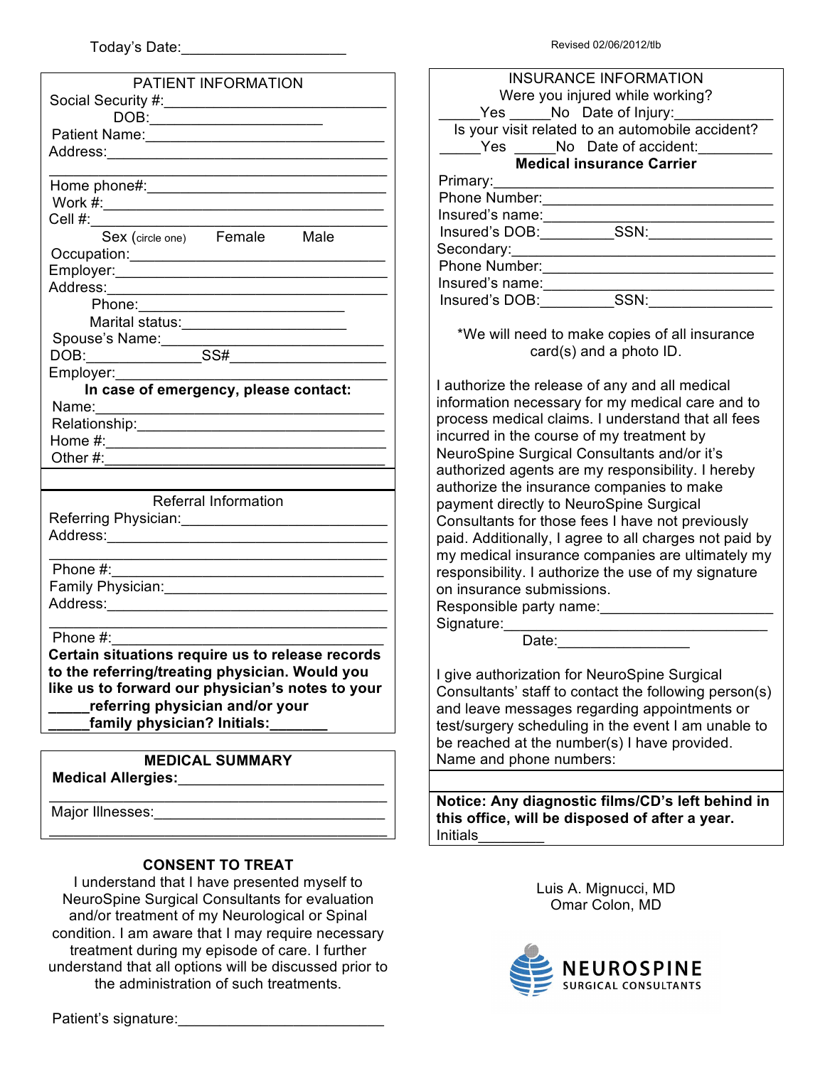Today's Date:____________________

Revised 02/06/2012/tlb

## PATIENT INFORMATION

Social Security #:____________________________

DOB:_____________________

Patient Name:______________________________

Address:_________________________________

_______________________________________

Home phone#:______________________________

Work #:__________________________________

Cell #:___________________________________

Sex (circle one) Female Male

Occupation:_______________________________

Employer:________________________________

Address:_________________________________

Phone:_________________________

Marital status:____________________

Spouse's Name:____________________________

DOB:______________SS#___________________

Employer:________________________________

**In case of emergency, please contact:**

Name:___________________________________

Relationship:______________________________

Home #:_________________________________

Other #:_________________________________

## Referral Information

Referring Physician:_________________________

Address:_________________________________

_______________________________________

Phone #:_________________________________

Family Physician:___________________________

Address:_________________________________

_______________________________________

Phone #:_________________________________

**Certain situations require us to release records to the referring/treating physician. Would you like us to forward our physician's notes to your _____referring physician and/or your _____family physician? Initials:_______**

## MEDICAL SUMMARY

**Medical Allergies:**________________________

_______________________________________

Major Illnesses:____________________________

_______________________________________

## CONSENT TO TREAT

I understand that I have presented myself to NeuroSpine Surgical Consultants for evaluation and/or treatment of my Neurological or Spinal condition. I am aware that I may require necessary treatment during my episode of care. I further understand that all options will be discussed prior to the administration of such treatments.

Patient's signature:_________________________

## INSURANCE INFORMATION

Were you injured while working?

_____Yes _____No Date of Injury:____________

Is your visit related to an automobile accident?

_____Yes _____No Date of accident:_________

**Medical insurance Carrier**

Primary:________________________________

Phone Number:____________________________

Insured's name:____________________________

Insured's DOB:_________SSN:_______________

Secondary:_______________________________

Phone Number:____________________________

Insured's name:____________________________

Insured's DOB:_________SSN:_______________

*We will need to make copies of all insurance card(s) and a photo ID.

I authorize the release of any and all medical information necessary for my medical care and to process medical claims. I understand that all fees incurred in the course of my treatment by NeuroSpine Surgical Consultants and/or it's authorized agents are my responsibility. I hereby authorize the insurance companies to make payment directly to NeuroSpine Surgical Consultants for those fees I have not previously paid. Additionally, I agree to all charges not paid by my medical insurance companies are ultimately my responsibility. I authorize the use of my signature on insurance submissions.

Responsible party name:_____________________

Signature:_________________________________

Date:________________

I give authorization for NeuroSpine Surgical Consultants' staff to contact the following person(s) and leave messages regarding appointments or test/surgery scheduling in the event I am unable to be reached at the number(s) I have provided.

Name and phone numbers:

**Notice: Any diagnostic films/CD's left behind in this office, will be disposed of after a year.**

Initials________

Luis A. Mignucci, MD
Omar Colon, MD

NEUROSPINE SURGICAL CONSULTANTS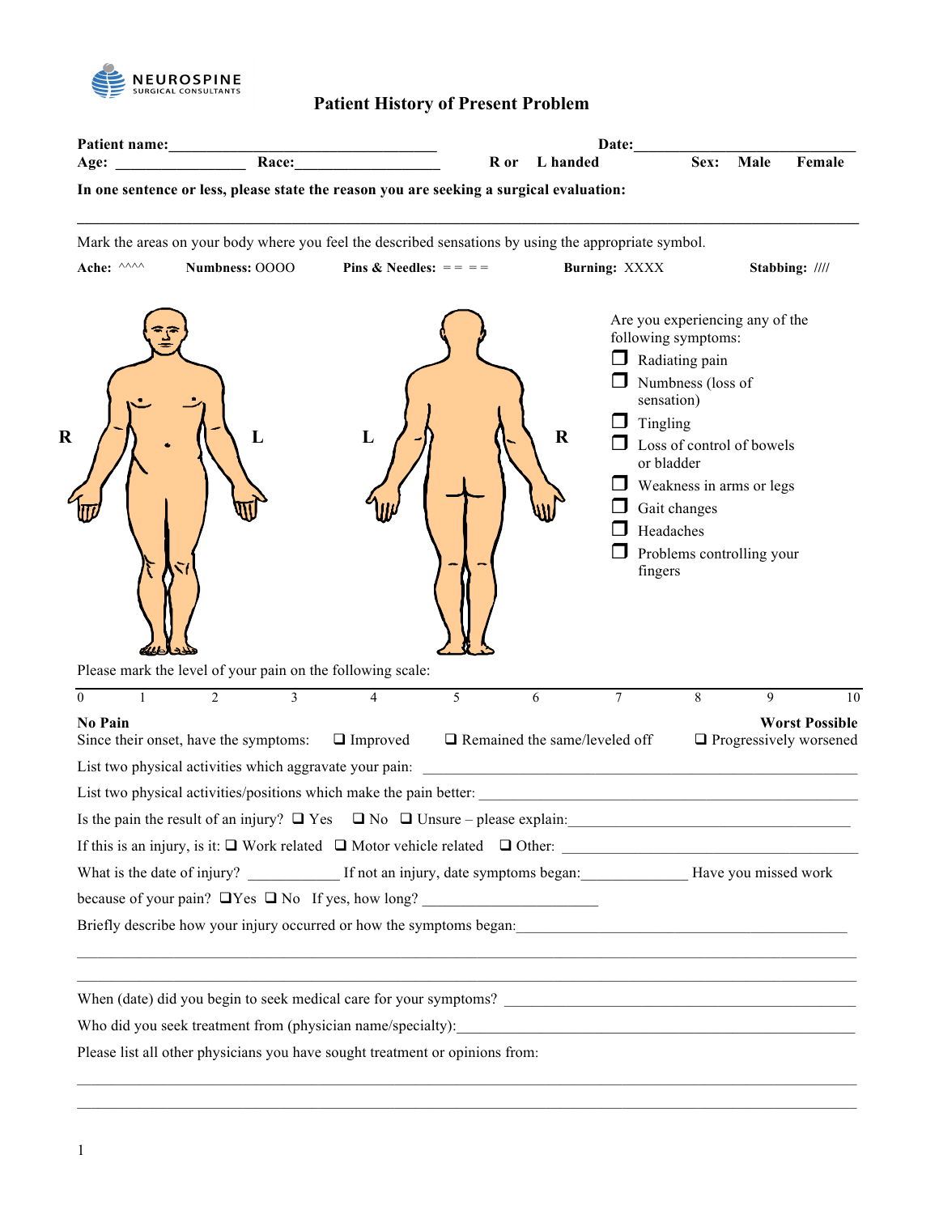NEUROSPINE SURGICAL CONSULTANTS

# Patient History of Present Problem

**Patient name:**\_\_\_\_\_\_\_\_\_\_\_\_\_\_\_\_\_\_\_\_\_\_\_\_\_\_\_\_\_\_\_\_\_\_ **Date:**\_\_\_\_\_\_\_\_\_\_\_\_\_\_\_\_\_\_\_\_\_\_\_\_\_\_\_\_

**Age:** \_\_\_\_\_\_\_\_\_\_\_\_\_\_\_\_ **Race:**\_\_\_\_\_\_\_\_\_\_\_\_\_\_\_\_\_\_\_ **R or L handed** **Sex: Male Female**

**In one sentence or less, please state the reason you are seeking a surgical evaluation:**

\_\_\_\_\_\_\_\_\_\_\_\_\_\_\_\_\_\_\_\_\_\_\_\_\_\_\_\_\_\_\_\_\_\_\_\_\_\_\_\_\_\_\_\_\_\_\_\_\_\_\_\_\_\_\_\_\_\_\_\_\_\_\_\_\_\_\_\_\_\_\_\_\_\_\_\_\_\_\_\_\_\_\_\_\_\_\_\_\_\_\_\_

Mark the areas on your body where you feel the described sensations by using the appropriate symbol.

**Ache:** ^^^^ **Numbness:** OOOO **Pins & Needles:** == == **Burning:** XXXX **Stabbing:** ////

R L L R

Are you experiencing any of the following symptoms:

- ☐ Radiating pain
- ☐ Numbness (loss of sensation)
- ☐ Tingling
- ☐ Loss of control of bowels or bladder
- ☐ Weakness in arms or legs
- ☐ Gait changes
- ☐ Headaches
- ☐ Problems controlling your fingers

Please mark the level of your pain on the following scale:

0 1 2 3 4 5 6 7 8 9 10

**No Pain** **Worst Possible**

Since their onset, have the symptoms: ☐ Improved ☐ Remained the same/leveled off ☐ Progressively worsened

List two physical activities which aggravate your pain: \_\_\_\_\_\_\_\_\_\_\_\_\_\_\_\_\_\_\_\_\_\_\_\_\_\_\_\_\_\_\_\_\_\_\_\_\_\_\_\_\_\_\_\_\_\_\_\_

List two physical activities/positions which make the pain better: \_\_\_\_\_\_\_\_\_\_\_\_\_\_\_\_\_\_\_\_\_\_\_\_\_\_\_\_\_\_\_\_\_\_\_\_\_\_\_\_\_\_

Is the pain the result of an injury? ☐ Yes ☐ No ☐ Unsure – please explain:\_\_\_\_\_\_\_\_\_\_\_\_\_\_\_\_\_\_\_\_\_\_\_\_\_\_\_\_\_\_\_\_\_\_\_\_\_

If this is an injury, is it: ☐ Work related ☐ Motor vehicle related ☐ Other: \_\_\_\_\_\_\_\_\_\_\_\_\_\_\_\_\_\_\_\_\_\_\_\_\_\_\_\_\_\_\_\_\_\_\_\_\_\_

What is the date of injury? \_\_\_\_\_\_\_\_\_\_\_ If not an injury, date symptoms began:\_\_\_\_\_\_\_\_\_\_\_\_\_ Have you missed work because of your pain? ☐Yes ☐ No If yes, how long? \_\_\_\_\_\_\_\_\_\_\_\_\_\_\_\_\_\_\_\_\_\_

Briefly describe how your injury occurred or how the symptoms began:\_\_\_\_\_\_\_\_\_\_\_\_\_\_\_\_\_\_\_\_\_\_\_\_\_\_\_\_\_\_\_\_\_\_\_\_\_\_\_\_\_\_

\_\_\_\_\_\_\_\_\_\_\_\_\_\_\_\_\_\_\_\_\_\_\_\_\_\_\_\_\_\_\_\_\_\_\_\_\_\_\_\_\_\_\_\_\_\_\_\_\_\_\_\_\_\_\_\_\_\_\_\_\_\_\_\_\_\_\_\_\_\_\_\_\_\_\_\_\_\_\_\_\_\_\_\_\_\_\_\_\_\_\_\_

\_\_\_\_\_\_\_\_\_\_\_\_\_\_\_\_\_\_\_\_\_\_\_\_\_\_\_\_\_\_\_\_\_\_\_\_\_\_\_\_\_\_\_\_\_\_\_\_\_\_\_\_\_\_\_\_\_\_\_\_\_\_\_\_\_\_\_\_\_\_\_\_\_\_\_\_\_\_\_\_\_\_\_\_\_\_\_\_\_\_\_\_

When (date) did you begin to seek medical care for your symptoms? \_\_\_\_\_\_\_\_\_\_\_\_\_\_\_\_\_\_\_\_\_\_\_\_\_\_\_\_\_\_\_\_\_\_\_\_\_\_\_\_\_\_\_

Who did you seek treatment from (physician name/specialty):\_\_\_\_\_\_\_\_\_\_\_\_\_\_\_\_\_\_\_\_\_\_\_\_\_\_\_\_\_\_\_\_\_\_\_\_\_\_\_\_\_\_\_\_\_\_\_\_

Please list all other physicians you have sought treatment or opinions from:

\_\_\_\_\_\_\_\_\_\_\_\_\_\_\_\_\_\_\_\_\_\_\_\_\_\_\_\_\_\_\_\_\_\_\_\_\_\_\_\_\_\_\_\_\_\_\_\_\_\_\_\_\_\_\_\_\_\_\_\_\_\_\_\_\_\_\_\_\_\_\_\_\_\_\_\_\_\_\_\_\_\_\_\_\_\_\_\_\_\_\_\_

\_\_\_\_\_\_\_\_\_\_\_\_\_\_\_\_\_\_\_\_\_\_\_\_\_\_\_\_\_\_\_\_\_\_\_\_\_\_\_\_\_\_\_\_\_\_\_\_\_\_\_\_\_\_\_\_\_\_\_\_\_\_\_\_\_\_\_\_\_\_\_\_\_\_\_\_\_\_\_\_\_\_\_\_\_\_\_\_\_\_\_\_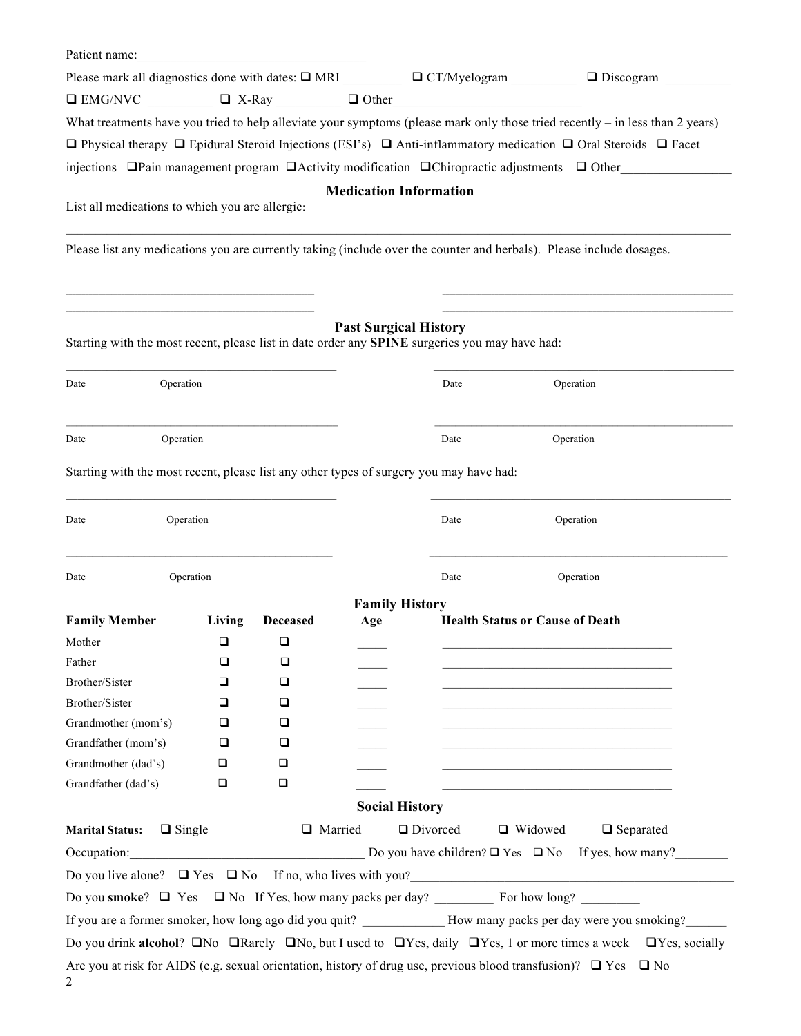Patient name:___________________________________

Please mark all diagnostics done with dates: ❑ MRI _________ ❑ CT/Myelogram __________ ❑ Discogram __________

❑ EMG/NVC __________ ❑ X-Ray __________ ❑ Other______________________________

What treatments have you tried to help alleviate your symptoms (please mark only those tried recently – in less than 2 years)

❑ Physical therapy ❑ Epidural Steroid Injections (ESI's) ❑ Anti-inflammatory medication ❑ Oral Steroids ❑ Facet injections ❑ Pain management program ❑ Activity modification ❑ Chiropractic adjustments ❑ Other_________________

## Medication Information

List all medications to which you are allergic:

_____________________________________________________________________________________________

Please list any medications you are currently taking (include over the counter and herbals). Please include dosages.

_____________________________________ _____________________________________________

_____________________________________ _____________________________________________

_____________________________________ _____________________________________________

## Past Surgical History

Starting with the most recent, please list in date order any **SPINE** surgeries you may have had:

_________________________________________ _____________________________________________

Date Operation Date Operation

_________________________________________ _____________________________________________

Date Operation Date Operation

Starting with the most recent, please list any other types of surgery you may have had:

_________________________________________ _____________________________________________

Date Operation Date Operation

_________________________________________ _____________________________________________

Date Operation Date Operation

## Family History

| **Family Member** | **Living** | **Deceased** | **Age** | **Health Status or Cause of Death** |
|---|---|---|---|---|
| Mother | ❑ | ❑ | _____ | ______________________________________ |
| Father | ❑ | ❑ | _____ | ______________________________________ |
| Brother/Sister | ❑ | ❑ | _____ | ______________________________________ |
| Brother/Sister | ❑ | ❑ | _____ | ______________________________________ |
| Grandmother (mom's) | ❑ | ❑ | _____ | ______________________________________ |
| Grandfather (mom's) | ❑ | ❑ | _____ | ______________________________________ |
| Grandmother (dad's) | ❑ | ❑ | _____ | ______________________________________ |
| Grandfather (dad's) | ❑ | ❑ | _____ | ______________________________________ |

## Social History

**Marital Status:** ❑ Single ❑ Married ❑ Divorced ❑ Widowed ❑ Separated

Occupation:____________________________________ Do you have children? ❑ Yes ❑ No If yes, how many?________

Do you live alone? ❑ Yes ❑ No If no, who lives with you?_________________________________________________

Do you **smoke**? ❑ Yes ❑ No If Yes, how many packs per day? _________ For how long? _________

If you are a former smoker, how long ago did you quit? ____________ How many packs per day were you smoking?______

Do you drink **alcohol**? ❑No ❑Rarely ❑No, but I used to ❑Yes, daily ❑Yes, 1 or more times a week ❑Yes, socially

Are you at risk for AIDS (e.g. sexual orientation, history of drug use, previous blood transfusion)? ❑ Yes ❑ No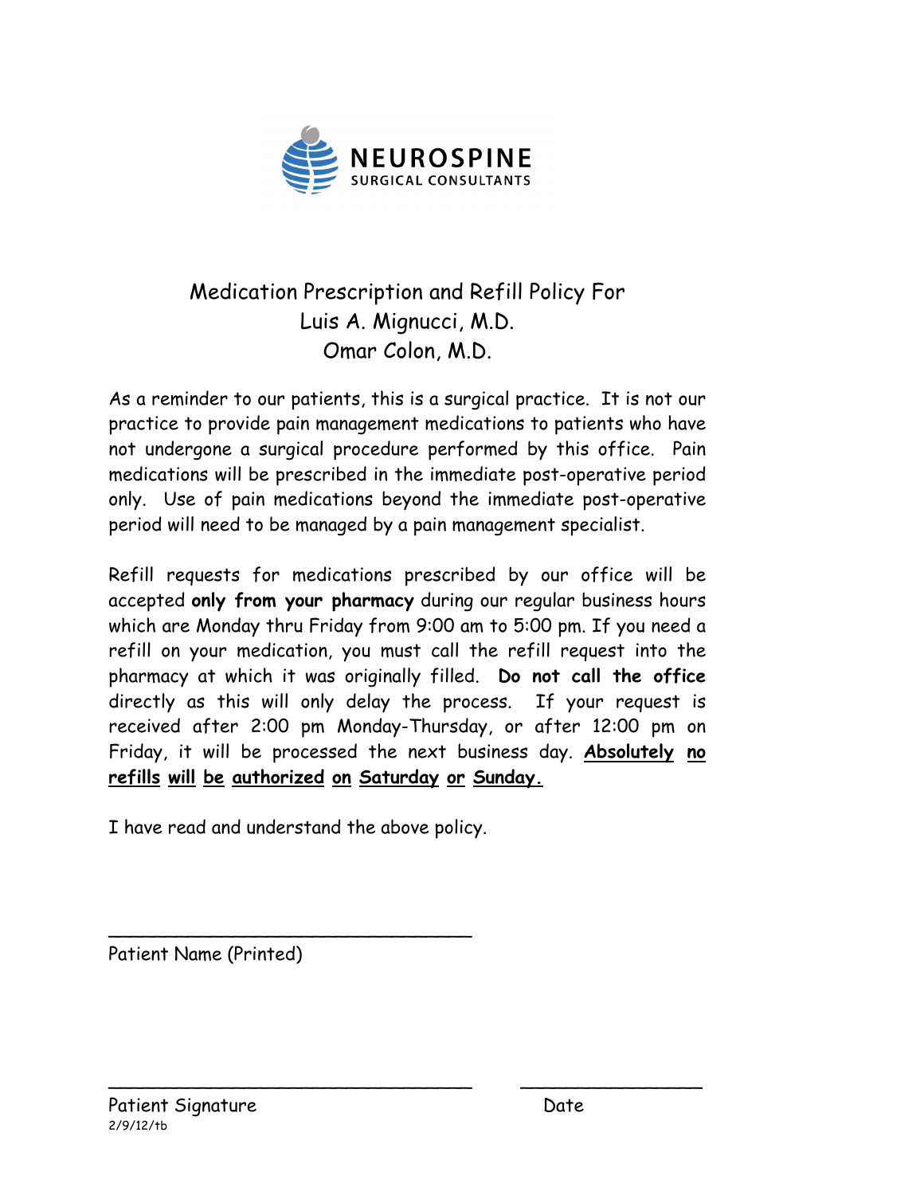NEUROSPINE
SURGICAL CONSULTANTS

# Medication Prescription and Refill Policy For
# Luis A. Mignucci, M.D.
# Omar Colon, M.D.

As a reminder to our patients, this is a surgical practice. It is not our practice to provide pain management medications to patients who have not undergone a surgical procedure performed by this office. Pain medications will be prescribed in the immediate post-operative period only. Use of pain medications beyond the immediate post-operative period will need to be managed by a pain management specialist.

Refill requests for medications prescribed by our office will be accepted **only from your pharmacy** during our regular business hours which are Monday thru Friday from 9:00 am to 5:00 pm. If you need a refill on your medication, you must call the refill request into the pharmacy at which it was originally filled. **Do not call the office** directly as this will only delay the process. If your request is received after 2:00 pm Monday-Thursday, or after 12:00 pm on Friday, it will be processed the next business day. **Absolutely no refills will be authorized on Saturday or Sunday.**

I have read and understand the above policy.

\_\_\_\_\_\_\_\_\_\_\_\_\_\_\_\_\_\_\_\_\_\_\_\_\_\_\_\_\_\_\_\_
Patient Name (Printed)

\_\_\_\_\_\_\_\_\_\_\_\_\_\_\_\_\_\_\_\_\_\_\_\_\_\_\_\_\_\_\_\_ \_\_\_\_\_\_\_\_\_\_\_\_\_\_\_\_
Patient Signature Date

2/9/12/tb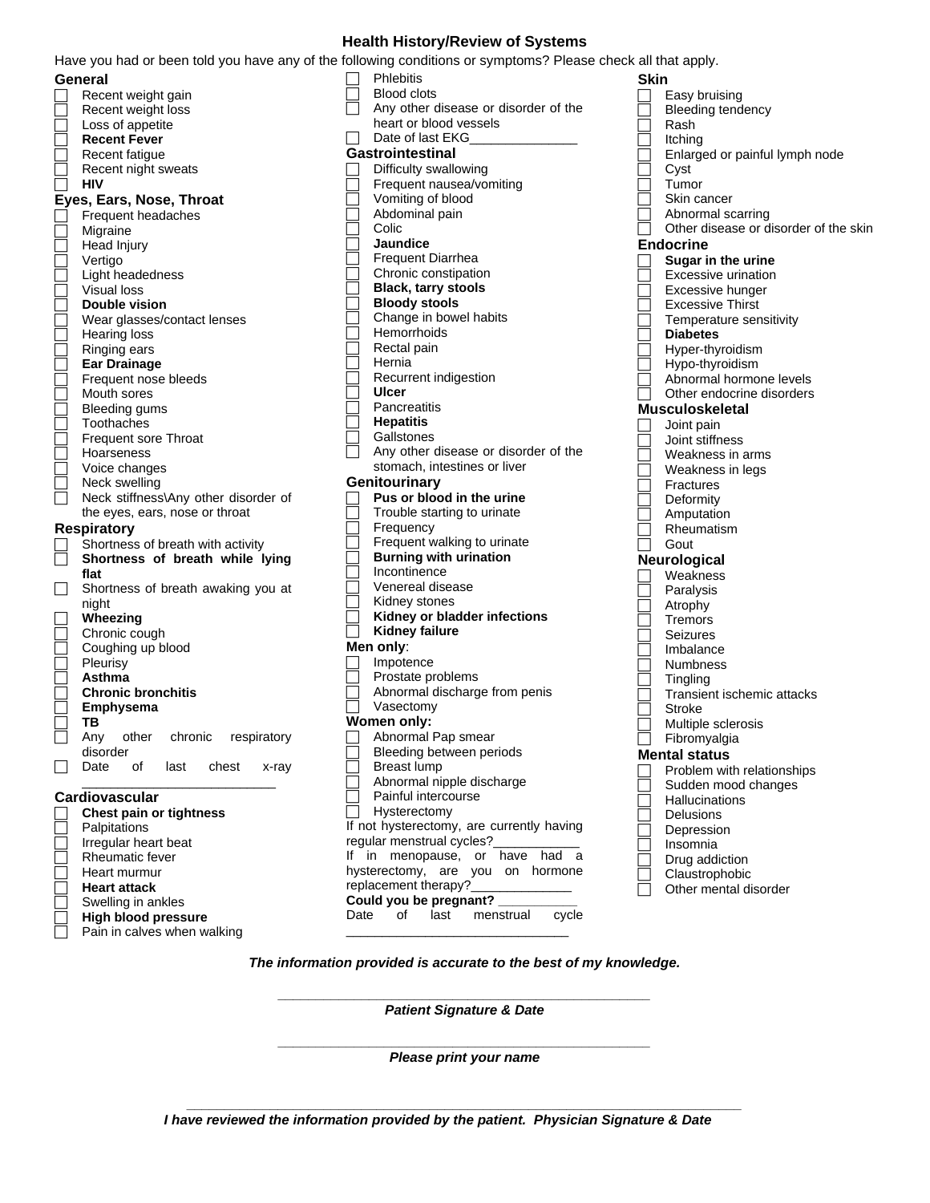# Health History/Review of Systems

Have you had or been told you have any of the following conditions or symptoms? Please check all that apply.

### General

- ☐ Recent weight gain
- ☐ Recent weight loss
- ☐ Loss of appetite
- ☐ **Recent Fever**
- ☐ Recent fatigue
- ☐ Recent night sweats
- ☐ **HIV**

### Eyes, Ears, Nose, Throat

- ☐ Frequent headaches
- ☐ Migraine
- ☐ Head Injury
- ☐ Vertigo
- ☐ Light headedness
- ☐ Visual loss
- ☐ **Double vision**
- ☐ Wear glasses/contact lenses
- ☐ Hearing loss
- ☐ Ringing ears
- ☐ **Ear Drainage**
- ☐ Frequent nose bleeds
- ☐ Mouth sores
- ☐ Bleeding gums
- ☐ Toothaches
- ☐ Frequent sore Throat
- ☐ Hoarseness
- ☐ Voice changes
- ☐ Neck swelling
- ☐ Neck stiffness\Any other disorder of the eyes, ears, nose or throat

### Respiratory

- ☐ Shortness of breath with activity
- ☐ **Shortness of breath while lying flat**
- ☐ Shortness of breath awaking you at night
- ☐ **Wheezing**
- ☐ Chronic cough
- ☐ Coughing up blood
- ☐ Pleurisy
- ☐ **Asthma**
- ☐ **Chronic bronchitis**
- ☐ **Emphysema**
- ☐ **TB**
- ☐ Any other chronic respiratory disorder
- ☐ Date of last chest x-ray ___________________________

### Cardiovascular

- ☐ **Chest pain or tightness**
- ☐ Palpitations
- ☐ Irregular heart beat
- ☐ Rheumatic fever
- ☐ Heart murmur
- ☐ **Heart attack**
- ☐ Swelling in ankles
- ☐ **High blood pressure**
- ☐ Pain in calves when walking
- ☐ Phlebitis
- ☐ Blood clots
- ☐ Any other disease or disorder of the heart or blood vessels
- ☐ Date of last EKG_______________

### Gastrointestinal

- ☐ Difficulty swallowing
- ☐ Frequent nausea/vomiting
- ☐ Vomiting of blood
- ☐ Abdominal pain
- ☐ Colic
- ☐ **Jaundice**
- ☐ Frequent Diarrhea
- ☐ Chronic constipation
- ☐ **Black, tarry stools**
- ☐ **Bloody stools**
- ☐ Change in bowel habits
- ☐ Hemorrhoids
- ☐ Rectal pain
- ☐ Hernia
- ☐ Recurrent indigestion
- ☐ **Ulcer**
- ☐ Pancreatitis
- ☐ **Hepatitis**
- ☐ Gallstones
- ☐ Any other disease or disorder of the stomach, intestines or liver

### Genitourinary

- ☐ **Pus or blood in the urine**
- ☐ Trouble starting to urinate
- ☐ Frequency
- ☐ Frequent walking to urinate
- ☐ **Burning with urination**
- ☐ Incontinence
- ☐ Venereal disease
- ☐ Kidney stones
- ☐ **Kidney or bladder infections**
- ☐ **Kidney failure**

**Men only**:

- ☐ Impotence
- ☐ Prostate problems
- ☐ Abnormal discharge from penis
- ☐ Vasectomy

**Women only:**

- ☐ Abnormal Pap smear
- ☐ Bleeding between periods
- ☐ Breast lump
- ☐ Abnormal nipple discharge
- ☐ Painful intercourse
- ☐ Hysterectomy

If not hysterectomy, are currently having regular menstrual cycles?____________

If in menopause, or have had a hysterectomy, are you on hormone replacement therapy?______________

**Could you be pregnant?** ___________

Date of last menstrual cycle _______________________________

### Skin

- ☐ Easy bruising
- ☐ Bleeding tendency
- ☐ Rash
- ☐ Itching
- ☐ Enlarged or painful lymph node
- ☐ Cyst
- ☐ Tumor
- ☐ Skin cancer
- ☐ Abnormal scarring
- ☐ Other disease or disorder of the skin

### Endocrine

- ☐ **Sugar in the urine**
- ☐ Excessive urination
- ☐ Excessive hunger
- ☐ Excessive Thirst
- ☐ Temperature sensitivity
- ☐ **Diabetes**
- ☐ Hyper-thyroidism
- ☐ Hypo-thyroidism
- ☐ Abnormal hormone levels
- ☐ Other endocrine disorders

### Musculoskeletal

- ☐ Joint pain
- ☐ Joint stiffness
- ☐ Weakness in arms
- ☐ Weakness in legs
- ☐ Fractures
- ☐ Deformity
- ☐ Amputation
- ☐ Rheumatism
- ☐ Gout

### Neurological

- ☐ Weakness
- ☐ Paralysis
- ☐ Atrophy
- ☐ Tremors
- ☐ Seizures
- ☐ Imbalance
- ☐ Numbness
- ☐ Tingling
- ☐ Transient ischemic attacks
- ☐ Stroke
- ☐ Multiple sclerosis
- ☐ Fibromyalgia

### Mental status

- ☐ Problem with relationships
- ☐ Sudden mood changes
- ☐ Hallucinations
- ☐ Delusions
- ☐ Depression
- ☐ Insomnia
- ☐ Drug addiction
- ☐ Claustrophobic
- ☐ Other mental disorder

***The information provided is accurate to the best of my knowledge.***

_______________________________________________

***Patient Signature & Date***

_______________________________________________

***Please print your name***

_________________________________________________________________

***I have reviewed the information provided by the patient. Physician Signature & Date***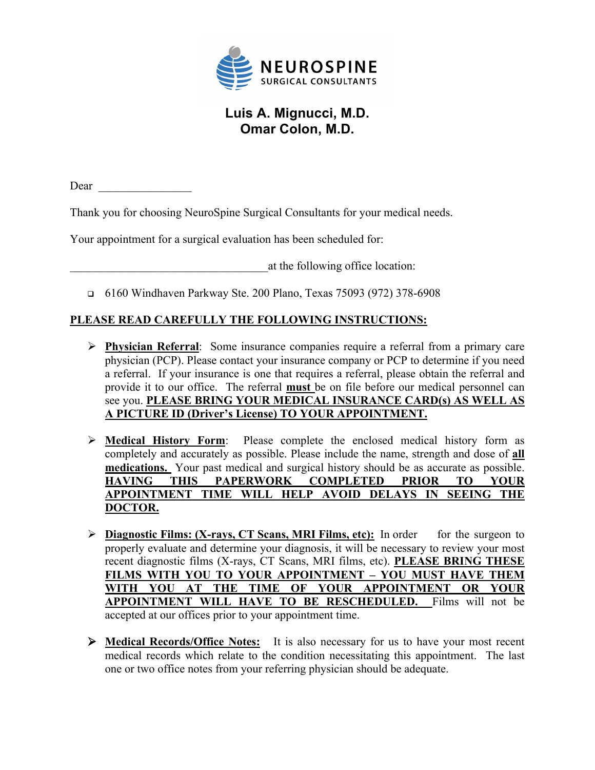NEUROSPINE
SURGICAL CONSULTANTS

**Luis A. Mignucci, M.D.**
**Omar Colon, M.D.**

Dear ________________

Thank you for choosing NeuroSpine Surgical Consultants for your medical needs.

Your appointment for a surgical evaluation has been scheduled for:

__________________________________ at the following office location:

- 6160 Windhaven Parkway Ste. 200 Plano, Texas 75093 (972) 378-6908

**PLEASE READ CAREFULLY THE FOLLOWING INSTRUCTIONS:**

- **Physician Referral**: Some insurance companies require a referral from a primary care physician (PCP). Please contact your insurance company or PCP to determine if you need a referral. If your insurance is one that requires a referral, please obtain the referral and provide it to our office. The referral **must** be on file before our medical personnel can see you. **PLEASE BRING YOUR MEDICAL INSURANCE CARD(s) AS WELL AS A PICTURE ID (Driver's License) TO YOUR APPOINTMENT.**

- **Medical History Form**: Please complete the enclosed medical history form as completely and accurately as possible. Please include the name, strength and dose of **all medications.** Your past medical and surgical history should be as accurate as possible. **HAVING THIS PAPERWORK COMPLETED PRIOR TO YOUR APPOINTMENT TIME WILL HELP AVOID DELAYS IN SEEING THE DOCTOR.**

- **Diagnostic Films: (X-rays, CT Scans, MRI Films, etc):** In order for the surgeon to properly evaluate and determine your diagnosis, it will be necessary to review your most recent diagnostic films (X-rays, CT Scans, MRI films, etc). **PLEASE BRING THESE FILMS WITH YOU TO YOUR APPOINTMENT – YOU MUST HAVE THEM WITH YOU AT THE TIME OF YOUR APPOINTMENT OR YOUR APPOINTMENT WILL HAVE TO BE RESCHEDULED.** Films will not be accepted at our offices prior to your appointment time.

- **Medical Records/Office Notes:** It is also necessary for us to have your most recent medical records which relate to the condition necessitating this appointment. The last one or two office notes from your referring physician should be adequate.